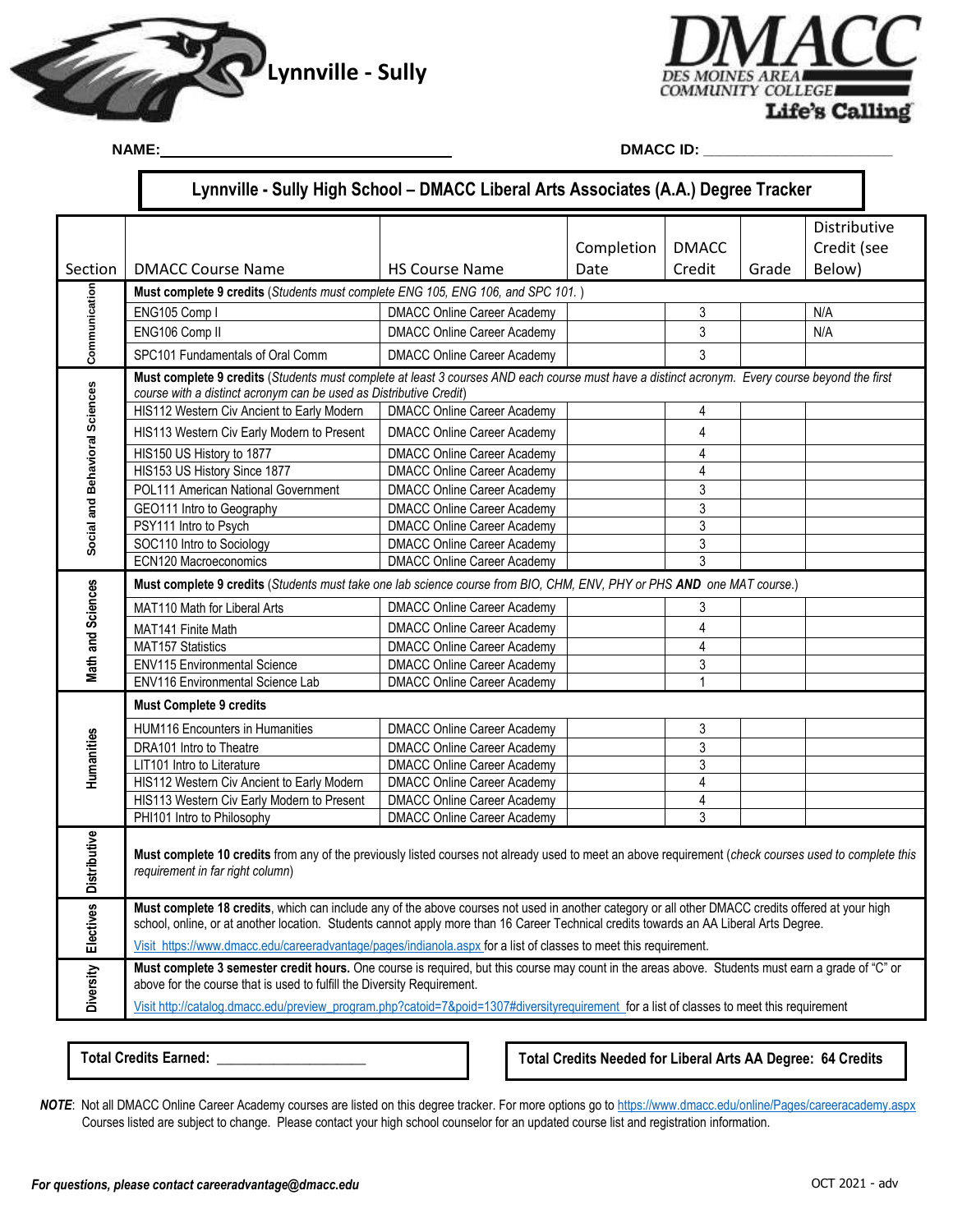# Lynnville - Sully

DES MOINES AREA COMMUNITY COLLEGE — DMACC — Life's Calling

**NAME:** ______________________________ **DMACC ID:** ______________________

## Lynnville - Sully High School – DMACC Liberal Arts Associates (A.A.) Degree Tracker

| Section | DMACC Course Name | HS Course Name | Completion Date | DMACC Credit | Grade | Distributive Credit (see Below) |
|---|---|---|---|---|---|---|
| Communication | **Must complete 9 credits** (*Students must complete ENG 105, ENG 106, and SPC 101.*) | | | | | |
| | ENG105 Comp I | DMACC Online Career Academy | | 3 | | N/A |
| | ENG106 Comp II | DMACC Online Career Academy | | 3 | | N/A |
| | SPC101 Fundamentals of Oral Comm | DMACC Online Career Academy | | 3 | | |
| Social and Behavioral Sciences | **Must complete 9 credits** (*Students must complete at least 3 courses AND each course must have a distinct acronym. Every course beyond the first course with a distinct acronym can be used as Distributive Credit*) | | | | | |
| | HIS112 Western Civ Ancient to Early Modern | DMACC Online Career Academy | | 4 | | |
| | HIS113 Western Civ Early Modern to Present | DMACC Online Career Academy | | 4 | | |
| | HIS150 US History to 1877 | DMACC Online Career Academy | | 4 | | |
| | HIS153 US History Since 1877 | DMACC Online Career Academy | | 4 | | |
| | POL111 American National Government | DMACC Online Career Academy | | 3 | | |
| | GEO111 Intro to Geography | DMACC Online Career Academy | | 3 | | |
| | PSY111 Intro to Psych | DMACC Online Career Academy | | 3 | | |
| | SOC110 Intro to Sociology | DMACC Online Career Academy | | 3 | | |
| | ECN120 Macroeconomics | DMACC Online Career Academy | | 3 | | |
| Math and Sciences | **Must complete 9 credits** (*Students must take one lab science course from BIO, CHM, ENV, PHY or PHS **AND** one MAT course.*) | | | | | |
| | MAT110 Math for Liberal Arts | DMACC Online Career Academy | | 3 | | |
| | MAT141 Finite Math | DMACC Online Career Academy | | 4 | | |
| | MAT157 Statistics | DMACC Online Career Academy | | 4 | | |
| | ENV115 Environmental Science | DMACC Online Career Academy | | 3 | | |
| | ENV116 Environmental Science Lab | DMACC Online Career Academy | | 1 | | |
| Humanities | **Must Complete 9 credits** | | | | | |
| | HUM116 Encounters in Humanities | DMACC Online Career Academy | | 3 | | |
| | DRA101 Intro to Theatre | DMACC Online Career Academy | | 3 | | |
| | LIT101 Intro to Literature | DMACC Online Career Academy | | 3 | | |
| | HIS112 Western Civ Ancient to Early Modern | DMACC Online Career Academy | | 4 | | |
| | HIS113 Western Civ Early Modern to Present | DMACC Online Career Academy | | 4 | | |
| | PHI101 Intro to Philosophy | DMACC Online Career Academy | | 3 | | |
| Distributive | **Must complete 10 credits** from any of the previously listed courses not already used to meet an above requirement (*check courses used to complete this requirement in far right column*) | | | | | |
| Electives | **Must complete 18 credits**, which can include any of the above courses not used in another category or all other DMACC credits offered at your high school, online, or at another location. Students cannot apply more than 16 Career Technical credits towards an AA Liberal Arts Degree. Visit https://www.dmacc.edu/careeradvantage/pages/indianola.aspx for a list of classes to meet this requirement. | | | | | |
| Diversity | **Must complete 3 semester credit hours.** One course is required, but this course may count in the areas above. Students must earn a grade of "C" or above for the course that is used to fulfill the Diversity Requirement. Visit http://catalog.dmacc.edu/preview_program.php?catoid=7&poid=1307#diversityrequirement for a list of classes to meet this requirement | | | | | |

**Total Credits Earned:** ____________________

**Total Credits Needed for Liberal Arts AA Degree: 64 Credits**

***NOTE***: Not all DMACC Online Career Academy courses are listed on this degree tracker. For more options go to https://www.dmacc.edu/online/Pages/careeracademy.aspx Courses listed are subject to change. Please contact your high school counselor for an updated course list and registration information.

***For questions, please contact careeradvantage@dmacc.edu***

OCT 2021 - adv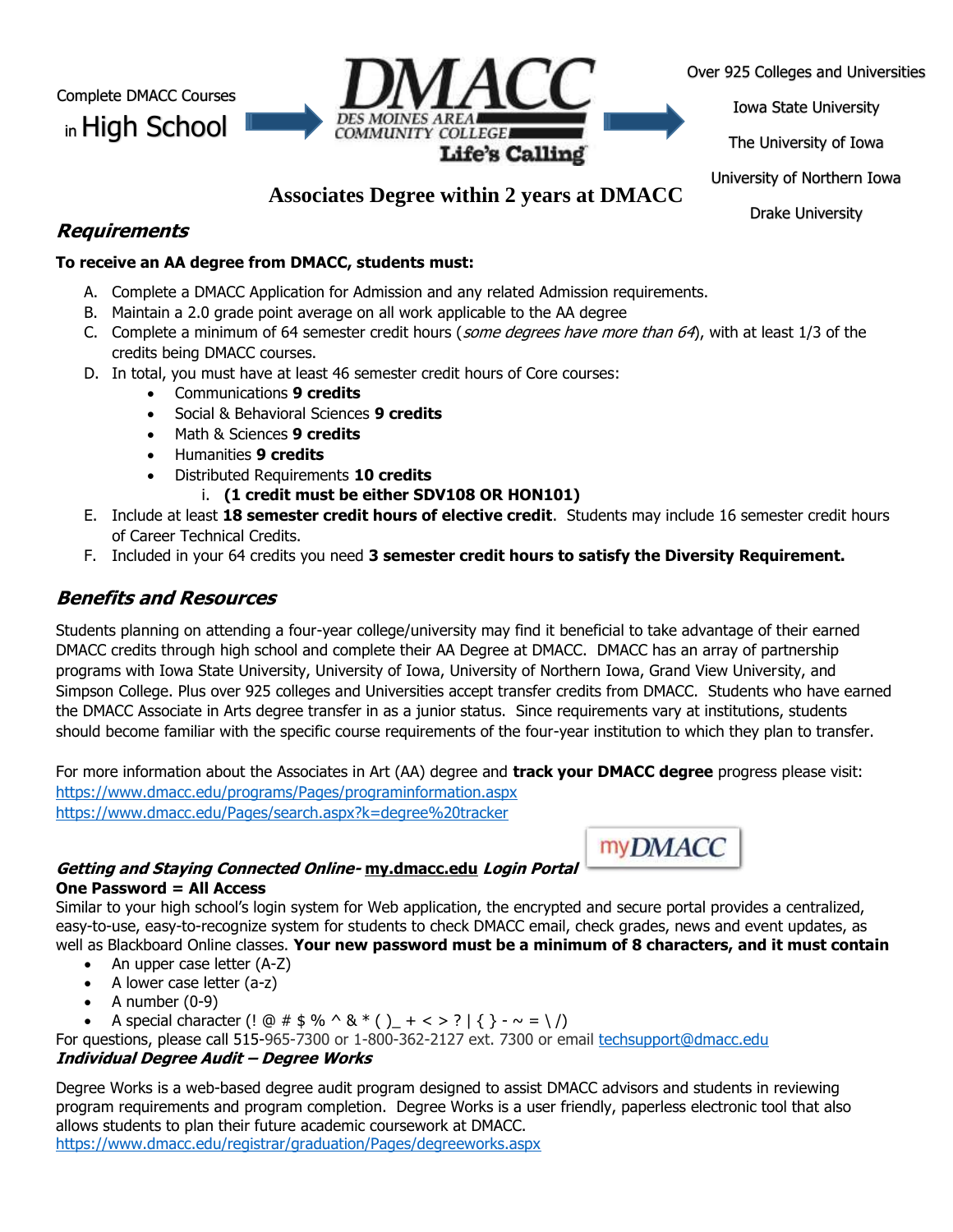Complete DMACC Courses in High School → DMACC DES MOINES AREA COMMUNITY COLLEGE Life's Calling →

Over 925 Colleges and Universities

Iowa State University

The University of Iowa

University of Northern Iowa

Drake University

## Associates Degree within 2 years at DMACC

### *Requirements*

**To receive an AA degree from DMACC, students must:**

A. Complete a DMACC Application for Admission and any related Admission requirements.
B. Maintain a 2.0 grade point average on all work applicable to the AA degree
C. Complete a minimum of 64 semester credit hours (*some degrees have more than 64*), with at least 1/3 of the credits being DMACC courses.
D. In total, you must have at least 46 semester credit hours of Core courses:
   - Communications **9 credits**
   - Social & Behavioral Sciences **9 credits**
   - Math & Sciences **9 credits**
   - Humanities **9 credits**
   - Distributed Requirements **10 credits**
     i. **(1 credit must be either SDV108 OR HON101)**
E. Include at least **18 semester credit hours of elective credit**. Students may include 16 semester credit hours of Career Technical Credits.
F. Included in your 64 credits you need **3 semester credit hours to satisfy the Diversity Requirement.**

### *Benefits and Resources*

Students planning on attending a four-year college/university may find it beneficial to take advantage of their earned DMACC credits through high school and complete their AA Degree at DMACC. DMACC has an array of partnership programs with Iowa State University, University of Iowa, University of Northern Iowa, Grand View University, and Simpson College. Plus over 925 colleges and Universities accept transfer credits from DMACC. Students who have earned the DMACC Associate in Arts degree transfer in as a junior status. Since requirements vary at institutions, students should become familiar with the specific course requirements of the four-year institution to which they plan to transfer.

For more information about the Associates in Art (AA) degree and **track your DMACC degree** progress please visit:
https://www.dmacc.edu/programs/Pages/programinformation.aspx
https://www.dmacc.edu/Pages/search.aspx?k=degree%20tracker

myDMACC

***Getting and Staying Connected Online-*** **my.dmacc.edu** ***Login Portal***

**One Password = All Access**

Similar to your high school's login system for Web application, the encrypted and secure portal provides a centralized, easy-to-use, easy-to-recognize system for students to check DMACC email, check grades, news and event updates, as well as Blackboard Online classes. **Your new password must be a minimum of 8 characters, and it must contain**

- An upper case letter (A-Z)
- A lower case letter (a-z)
- A number (0-9)
- A special character (! @ # $ % ^ & * ( )_ + < > ? | { } - ~ = \ /)

For questions, please call 515-965-7300 or 1-800-362-2127 ext. 7300 or email techsupport@dmacc.edu

***Individual Degree Audit – Degree Works***

Degree Works is a web-based degree audit program designed to assist DMACC advisors and students in reviewing program requirements and program completion. Degree Works is a user friendly, paperless electronic tool that also allows students to plan their future academic coursework at DMACC.
https://www.dmacc.edu/registrar/graduation/Pages/degreeworks.aspx